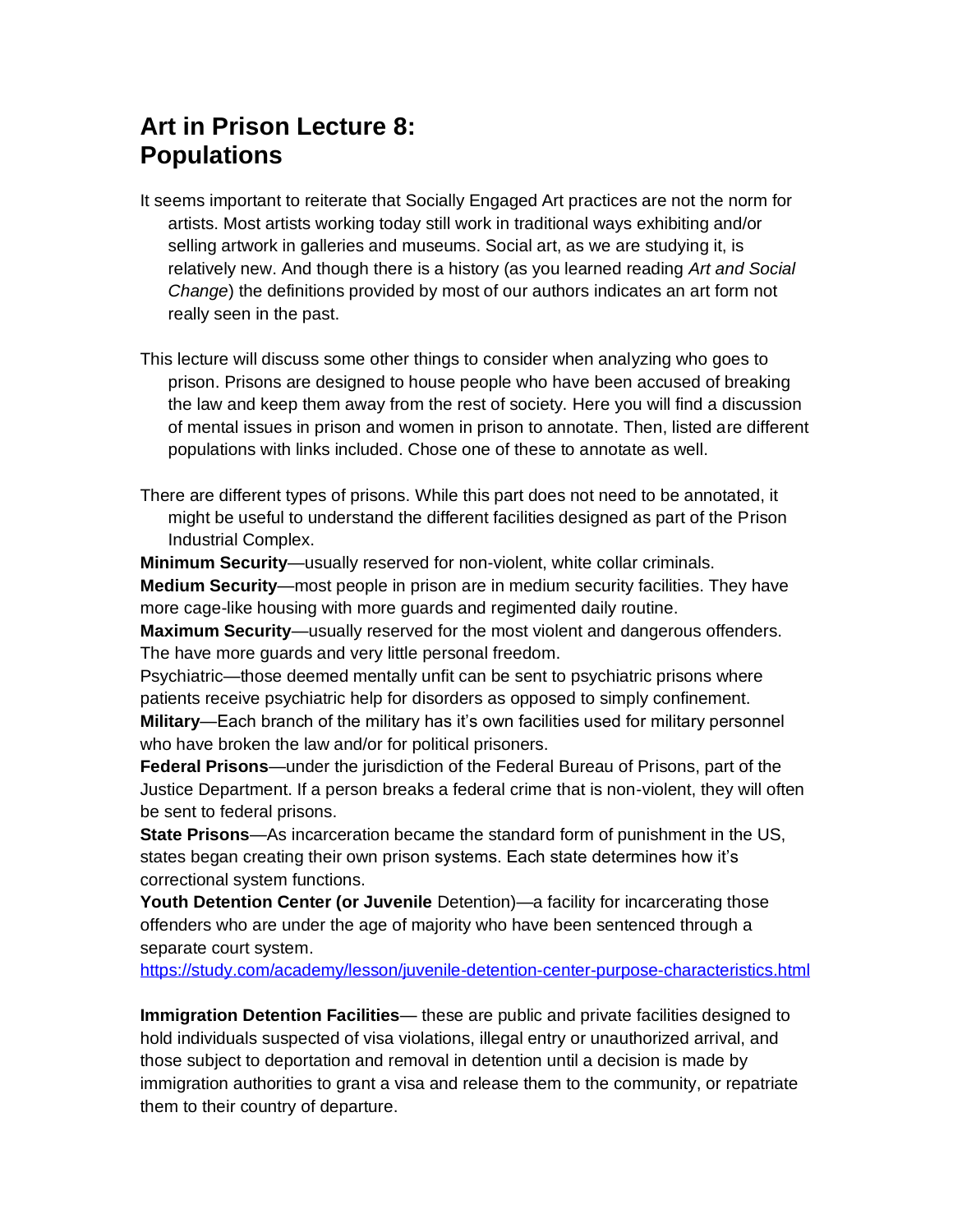# Art in Prison Lecture 8: Populations

It seems important to reiterate that Socially Engaged Art practices are not the norm for artists. Most artists working today still work in traditional ways exhibiting and/or selling artwork in galleries and museums. Social art, as we are studying it, is relatively new. And though there is a history (as you learned reading *Art and Social Change*) the definitions provided by most of our authors indicates an art form not really seen in the past.

This lecture will discuss some other things to consider when analyzing who goes to prison. Prisons are designed to house people who have been accused of breaking the law and keep them away from the rest of society. Here you will find a discussion of mental issues in prison and women in prison to annotate. Then, listed are different populations with links included. Chose one of these to annotate as well.

There are different types of prisons. While this part does not need to be annotated, it might be useful to understand the different facilities designed as part of the Prison Industrial Complex.

**Minimum Security**—usually reserved for non-violent, white collar criminals.

**Medium Security**—most people in prison are in medium security facilities. They have more cage-like housing with more guards and regimented daily routine.

**Maximum Security**—usually reserved for the most violent and dangerous offenders. The have more guards and very little personal freedom.

Psychiatric—those deemed mentally unfit can be sent to psychiatric prisons where patients receive psychiatric help for disorders as opposed to simply confinement.

**Military**—Each branch of the military has it's own facilities used for military personnel who have broken the law and/or for political prisoners.

**Federal Prisons**—under the jurisdiction of the Federal Bureau of Prisons, part of the Justice Department. If a person breaks a federal crime that is non-violent, they will often be sent to federal prisons.

**State Prisons**—As incarceration became the standard form of punishment in the US, states began creating their own prison systems. Each state determines how it's correctional system functions.

**Youth Detention Center (or Juvenile** Detention)—a facility for incarcerating those offenders who are under the age of majority who have been sentenced through a separate court system.
https://study.com/academy/lesson/juvenile-detention-center-purpose-characteristics.html

**Immigration Detention Facilities**— these are public and private facilities designed to hold individuals suspected of visa violations, illegal entry or unauthorized arrival, and those subject to deportation and removal in detention until a decision is made by immigration authorities to grant a visa and release them to the community, or repatriate them to their country of departure.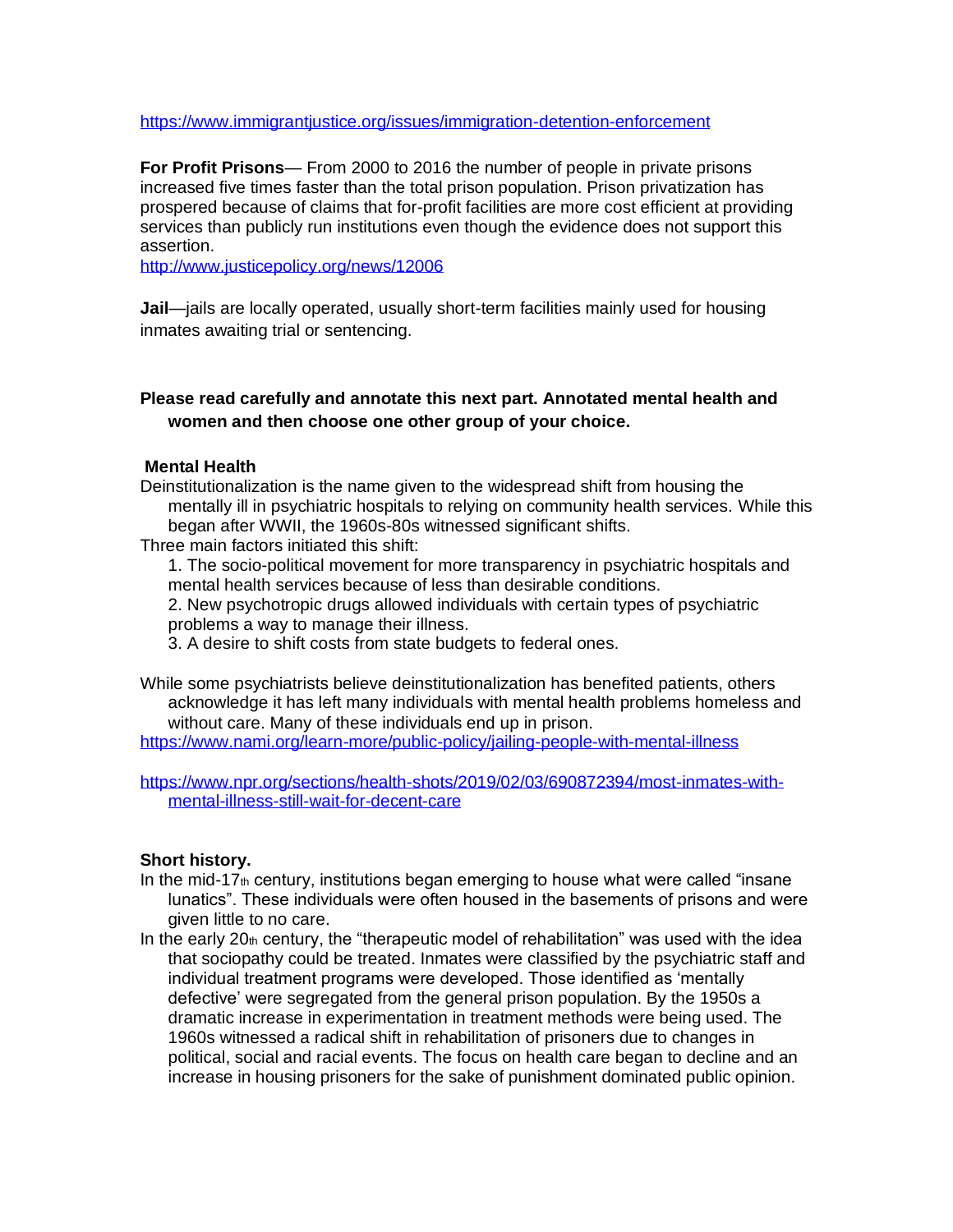https://www.immigrantjustice.org/issues/immigration-detention-enforcement

**For Profit Prisons**— From 2000 to 2016 the number of people in private prisons increased five times faster than the total prison population. Prison privatization has prospered because of claims that for-profit facilities are more cost efficient at providing services than publicly run institutions even though the evidence does not support this assertion.
http://www.justicepolicy.org/news/12006

**Jail**—jails are locally operated, usually short-term facilities mainly used for housing inmates awaiting trial or sentencing.

**Please read carefully and annotate this next part. Annotated mental health and women and then choose one other group of your choice.**

**Mental Health**

Deinstitutionalization is the name given to the widespread shift from housing the mentally ill in psychiatric hospitals to relying on community health services. While this began after WWII, the 1960s-80s witnessed significant shifts.

Three main factors initiated this shift:

1. The socio-political movement for more transparency in psychiatric hospitals and mental health services because of less than desirable conditions.
2. New psychotropic drugs allowed individuals with certain types of psychiatric problems a way to manage their illness.
3. A desire to shift costs from state budgets to federal ones.

While some psychiatrists believe deinstitutionalization has benefited patients, others acknowledge it has left many individuals with mental health problems homeless and without care. Many of these individuals end up in prison.
https://www.nami.org/learn-more/public-policy/jailing-people-with-mental-illness

https://www.npr.org/sections/health-shots/2019/02/03/690872394/most-inmates-with-mental-illness-still-wait-for-decent-care

**Short history.**

In the mid-17th century, institutions began emerging to house what were called "insane lunatics". These individuals were often housed in the basements of prisons and were given little to no care.

In the early 20th century, the "therapeutic model of rehabilitation" was used with the idea that sociopathy could be treated. Inmates were classified by the psychiatric staff and individual treatment programs were developed. Those identified as 'mentally defective' were segregated from the general prison population. By the 1950s a dramatic increase in experimentation in treatment methods were being used. The 1960s witnessed a radical shift in rehabilitation of prisoners due to changes in political, social and racial events. The focus on health care began to decline and an increase in housing prisoners for the sake of punishment dominated public opinion.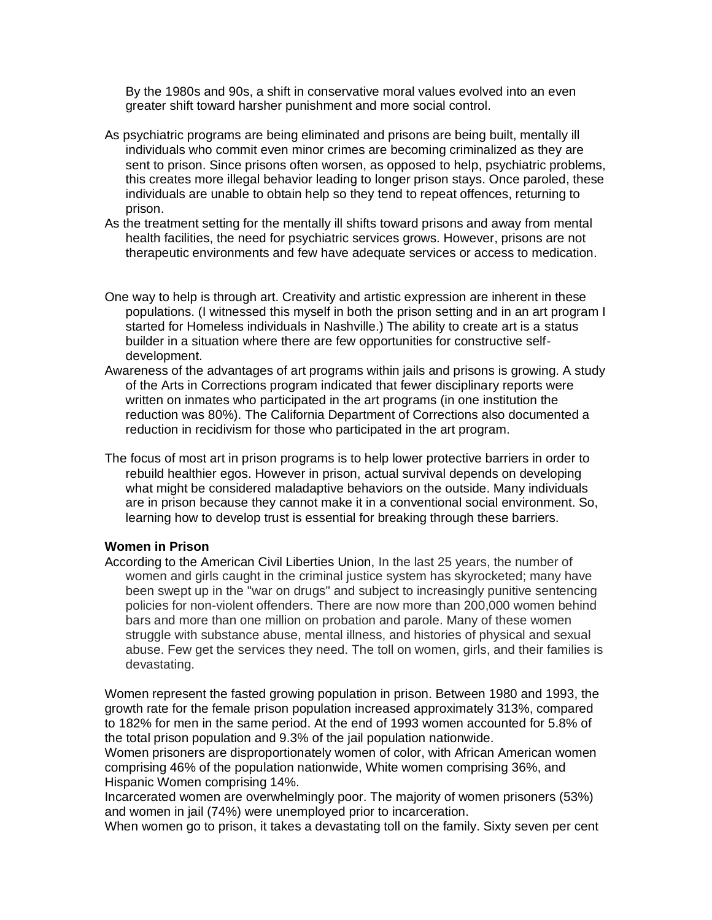By the 1980s and 90s, a shift in conservative moral values evolved into an even greater shift toward harsher punishment and more social control.

As psychiatric programs are being eliminated and prisons are being built, mentally ill individuals who commit even minor crimes are becoming criminalized as they are sent to prison. Since prisons often worsen, as opposed to help, psychiatric problems, this creates more illegal behavior leading to longer prison stays. Once paroled, these individuals are unable to obtain help so they tend to repeat offences, returning to prison.

As the treatment setting for the mentally ill shifts toward prisons and away from mental health facilities, the need for psychiatric services grows. However, prisons are not therapeutic environments and few have adequate services or access to medication.

One way to help is through art. Creativity and artistic expression are inherent in these populations. (I witnessed this myself in both the prison setting and in an art program I started for Homeless individuals in Nashville.) The ability to create art is a status builder in a situation where there are few opportunities for constructive self-development.

Awareness of the advantages of art programs within jails and prisons is growing. A study of the Arts in Corrections program indicated that fewer disciplinary reports were written on inmates who participated in the art programs (in one institution the reduction was 80%). The California Department of Corrections also documented a reduction in recidivism for those who participated in the art program.

The focus of most art in prison programs is to help lower protective barriers in order to rebuild healthier egos. However in prison, actual survival depends on developing what might be considered maladaptive behaviors on the outside. Many individuals are in prison because they cannot make it in a conventional social environment. So, learning how to develop trust is essential for breaking through these barriers.

**Women in Prison**

According to the American Civil Liberties Union, In the last 25 years, the number of women and girls caught in the criminal justice system has skyrocketed; many have been swept up in the "war on drugs" and subject to increasingly punitive sentencing policies for non-violent offenders. There are now more than 200,000 women behind bars and more than one million on probation and parole. Many of these women struggle with substance abuse, mental illness, and histories of physical and sexual abuse. Few get the services they need. The toll on women, girls, and their families is devastating.

Women represent the fasted growing population in prison. Between 1980 and 1993, the growth rate for the female prison population increased approximately 313%, compared to 182% for men in the same period. At the end of 1993 women accounted for 5.8% of the total prison population and 9.3% of the jail population nationwide.

Women prisoners are disproportionately women of color, with African American women comprising 46% of the population nationwide, White women comprising 36%, and Hispanic Women comprising 14%.

Incarcerated women are overwhelmingly poor. The majority of women prisoners (53%) and women in jail (74%) were unemployed prior to incarceration.

When women go to prison, it takes a devastating toll on the family. Sixty seven per cent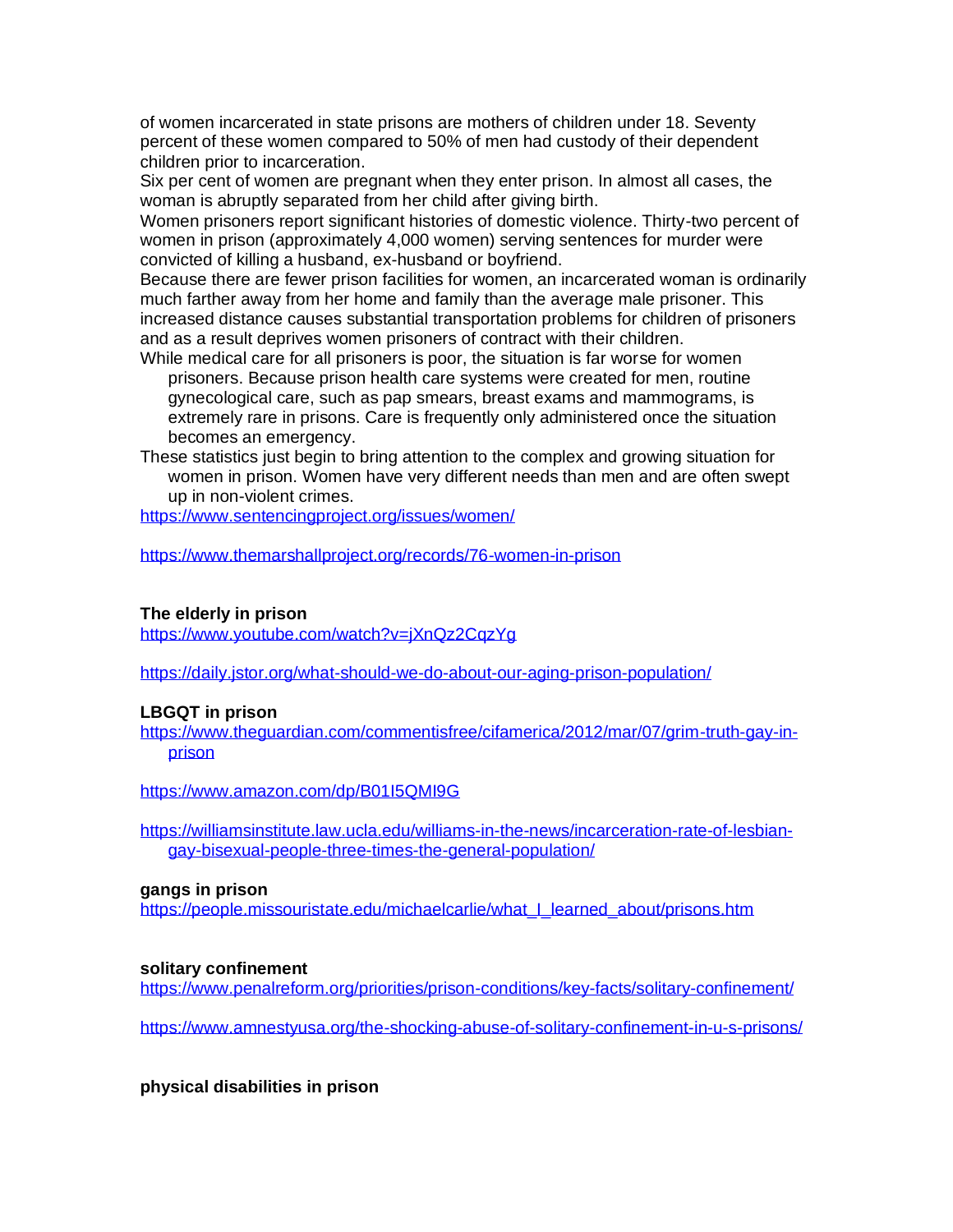of women incarcerated in state prisons are mothers of children under 18. Seventy percent of these women compared to 50% of men had custody of their dependent children prior to incarceration.

Six per cent of women are pregnant when they enter prison. In almost all cases, the woman is abruptly separated from her child after giving birth.

Women prisoners report significant histories of domestic violence. Thirty-two percent of women in prison (approximately 4,000 women) serving sentences for murder were convicted of killing a husband, ex-husband or boyfriend.

Because there are fewer prison facilities for women, an incarcerated woman is ordinarily much farther away from her home and family than the average male prisoner. This increased distance causes substantial transportation problems for children of prisoners and as a result deprives women prisoners of contract with their children.

While medical care for all prisoners is poor, the situation is far worse for women prisoners. Because prison health care systems were created for men, routine gynecological care, such as pap smears, breast exams and mammograms, is extremely rare in prisons. Care is frequently only administered once the situation becomes an emergency.

These statistics just begin to bring attention to the complex and growing situation for women in prison. Women have very different needs than men and are often swept up in non-violent crimes.

https://www.sentencingproject.org/issues/women/

https://www.themarshallproject.org/records/76-women-in-prison

**The elderly in prison**

https://www.youtube.com/watch?v=jXnQz2CqzYg

https://daily.jstor.org/what-should-we-do-about-our-aging-prison-population/

**LBGQT in prison**

https://www.theguardian.com/commentisfree/cifamerica/2012/mar/07/grim-truth-gay-in-prison

https://www.amazon.com/dp/B01I5QMI9G

https://williamsinstitute.law.ucla.edu/williams-in-the-news/incarceration-rate-of-lesbian-gay-bisexual-people-three-times-the-general-population/

**gangs in prison**

https://people.missouristate.edu/michaelcarlie/what_I_learned_about/prisons.htm

**solitary confinement**

https://www.penalreform.org/priorities/prison-conditions/key-facts/solitary-confinement/

https://www.amnestyusa.org/the-shocking-abuse-of-solitary-confinement-in-u-s-prisons/

**physical disabilities in prison**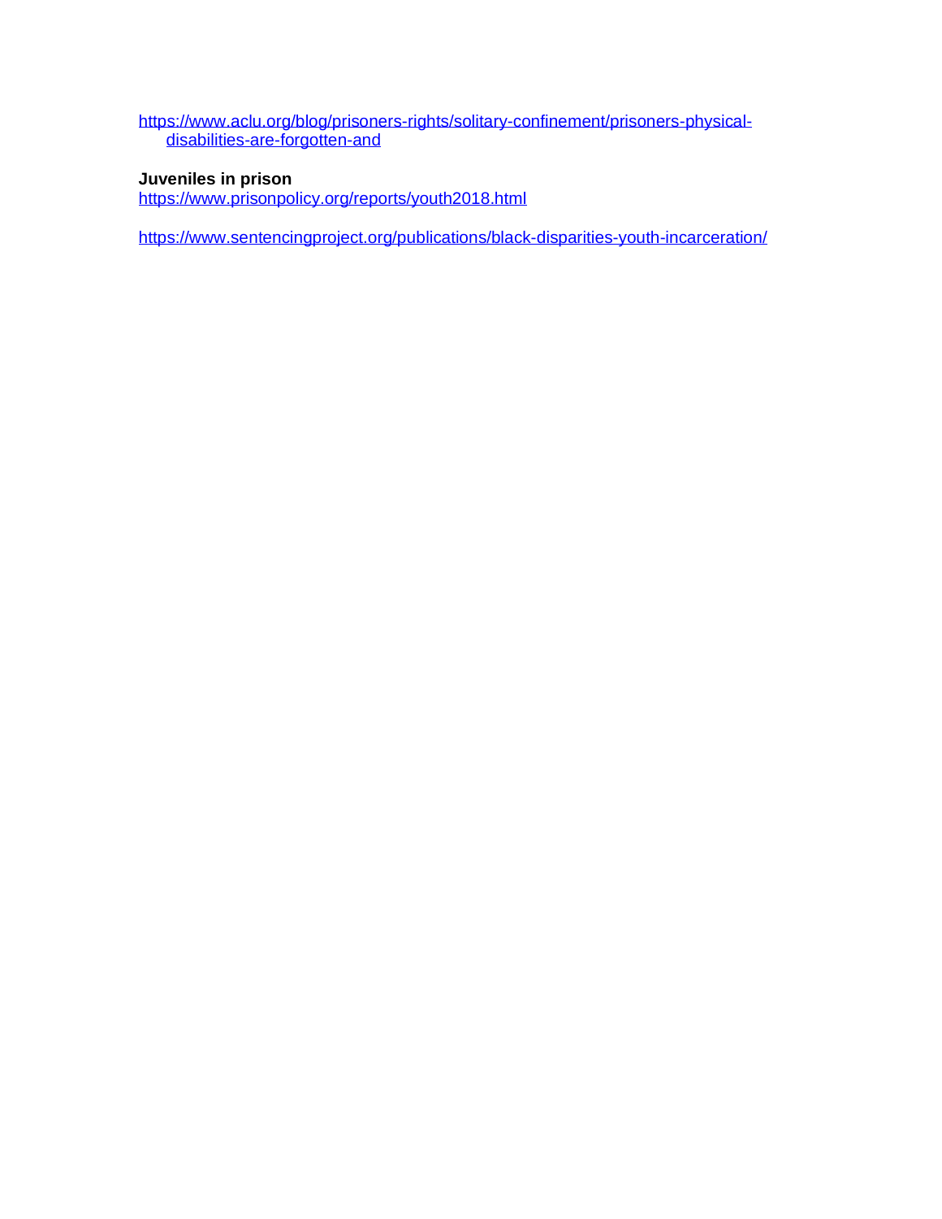https://www.aclu.org/blog/prisoners-rights/solitary-confinement/prisoners-physical-disabilities-are-forgotten-and

**Juveniles in prison**

https://www.prisonpolicy.org/reports/youth2018.html

https://www.sentencingproject.org/publications/black-disparities-youth-incarceration/